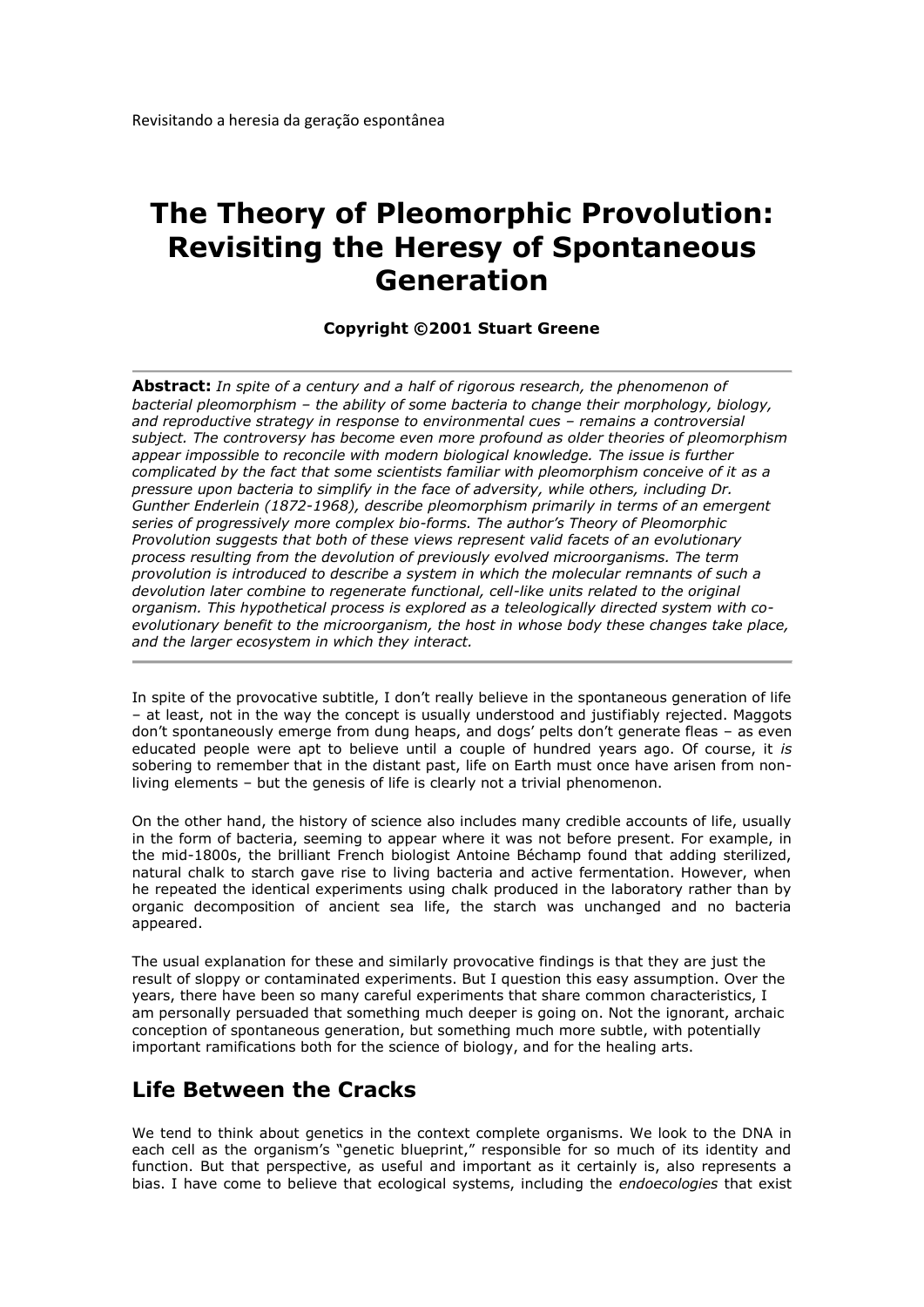Revisitando a heresia da geração espontânea

# The Theory of Pleomorphic Provolution: Revisiting the Heresy of Spontaneous Generation

**Copyright ©2001 Stuart Greene**

---

**Abstract:** *In spite of a century and a half of rigorous research, the phenomenon of bacterial pleomorphism – the ability of some bacteria to change their morphology, biology, and reproductive strategy in response to environmental cues – remains a controversial subject. The controversy has become even more profound as older theories of pleomorphism appear impossible to reconcile with modern biological knowledge. The issue is further complicated by the fact that some scientists familiar with pleomorphism conceive of it as a pressure upon bacteria to simplify in the face of adversity, while others, including Dr. Gunther Enderlein (1872-1968), describe pleomorphism primarily in terms of an emergent series of progressively more complex bio-forms. The author's Theory of Pleomorphic Provolution suggests that both of these views represent valid facets of an evolutionary process resulting from the devolution of previously evolved microorganisms. The term provolution is introduced to describe a system in which the molecular remnants of such a devolution later combine to regenerate functional, cell-like units related to the original organism. This hypothetical process is explored as a teleologically directed system with co-evolutionary benefit to the microorganism, the host in whose body these changes take place, and the larger ecosystem in which they interact.*

---

In spite of the provocative subtitle, I don't really believe in the spontaneous generation of life – at least, not in the way the concept is usually understood and justifiably rejected. Maggots don't spontaneously emerge from dung heaps, and dogs' pelts don't generate fleas – as even educated people were apt to believe until a couple of hundred years ago. Of course, it *is* sobering to remember that in the distant past, life on Earth must once have arisen from non-living elements – but the genesis of life is clearly not a trivial phenomenon.

On the other hand, the history of science also includes many credible accounts of life, usually in the form of bacteria, seeming to appear where it was not before present. For example, in the mid-1800s, the brilliant French biologist Antoine Béchamp found that adding sterilized, natural chalk to starch gave rise to living bacteria and active fermentation. However, when he repeated the identical experiments using chalk produced in the laboratory rather than by organic decomposition of ancient sea life, the starch was unchanged and no bacteria appeared.

The usual explanation for these and similarly provocative findings is that they are just the result of sloppy or contaminated experiments. But I question this easy assumption. Over the years, there have been so many careful experiments that share common characteristics, I am personally persuaded that something much deeper is going on. Not the ignorant, archaic conception of spontaneous generation, but something much more subtle, with potentially important ramifications both for the science of biology, and for the healing arts.

## Life Between the Cracks

We tend to think about genetics in the context complete organisms. We look to the DNA in each cell as the organism's "genetic blueprint," responsible for so much of its identity and function. But that perspective, as useful and important as it certainly is, also represents a bias. I have come to believe that ecological systems, including the *endoecologies* that exist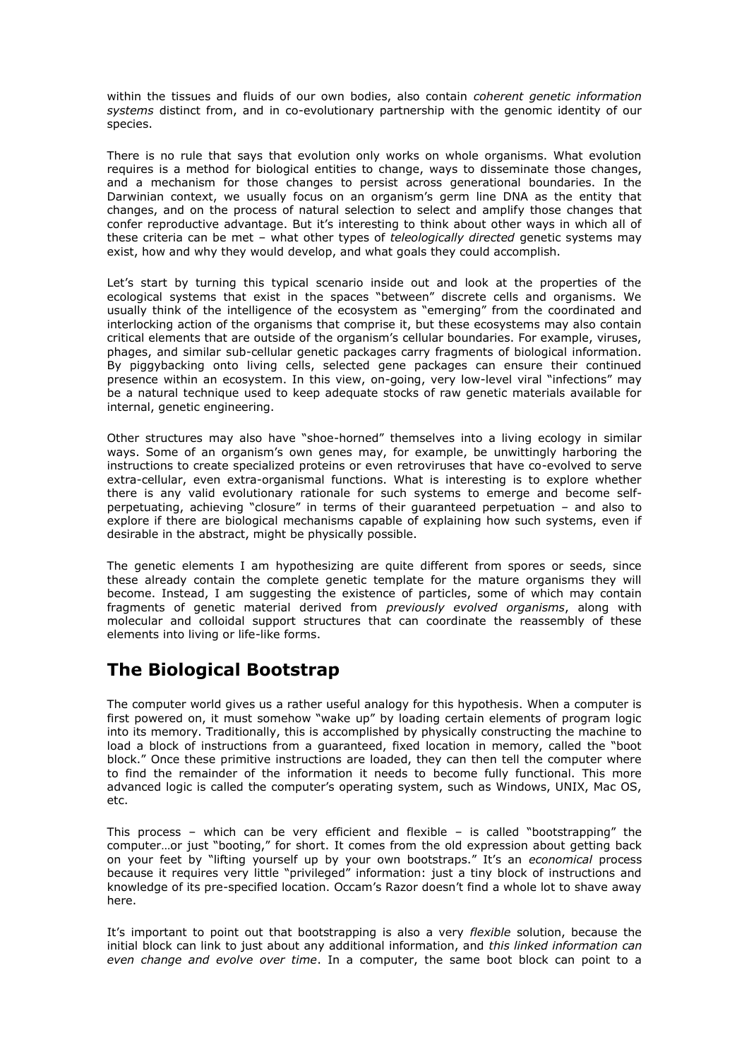within the tissues and fluids of our own bodies, also contain *coherent genetic information systems* distinct from, and in co-evolutionary partnership with the genomic identity of our species.

There is no rule that says that evolution only works on whole organisms. What evolution requires is a method for biological entities to change, ways to disseminate those changes, and a mechanism for those changes to persist across generational boundaries. In the Darwinian context, we usually focus on an organism's germ line DNA as the entity that changes, and on the process of natural selection to select and amplify those changes that confer reproductive advantage. But it's interesting to think about other ways in which all of these criteria can be met – what other types of *teleologically directed* genetic systems may exist, how and why they would develop, and what goals they could accomplish.

Let's start by turning this typical scenario inside out and look at the properties of the ecological systems that exist in the spaces "between" discrete cells and organisms. We usually think of the intelligence of the ecosystem as "emerging" from the coordinated and interlocking action of the organisms that comprise it, but these ecosystems may also contain critical elements that are outside of the organism's cellular boundaries. For example, viruses, phages, and similar sub-cellular genetic packages carry fragments of biological information. By piggybacking onto living cells, selected gene packages can ensure their continued presence within an ecosystem. In this view, on-going, very low-level viral "infections" may be a natural technique used to keep adequate stocks of raw genetic materials available for internal, genetic engineering.

Other structures may also have "shoe-horned" themselves into a living ecology in similar ways. Some of an organism's own genes may, for example, be unwittingly harboring the instructions to create specialized proteins or even retroviruses that have co-evolved to serve extra-cellular, even extra-organismal functions. What is interesting is to explore whether there is any valid evolutionary rationale for such systems to emerge and become self-perpetuating, achieving "closure" in terms of their guaranteed perpetuation – and also to explore if there are biological mechanisms capable of explaining how such systems, even if desirable in the abstract, might be physically possible.

The genetic elements I am hypothesizing are quite different from spores or seeds, since these already contain the complete genetic template for the mature organisms they will become. Instead, I am suggesting the existence of particles, some of which may contain fragments of genetic material derived from *previously evolved organisms*, along with molecular and colloidal support structures that can coordinate the reassembly of these elements into living or life-like forms.

## The Biological Bootstrap

The computer world gives us a rather useful analogy for this hypothesis. When a computer is first powered on, it must somehow "wake up" by loading certain elements of program logic into its memory. Traditionally, this is accomplished by physically constructing the machine to load a block of instructions from a guaranteed, fixed location in memory, called the "boot block." Once these primitive instructions are loaded, they can then tell the computer where to find the remainder of the information it needs to become fully functional. This more advanced logic is called the computer's operating system, such as Windows, UNIX, Mac OS, etc.

This process – which can be very efficient and flexible – is called "bootstrapping" the computer…or just "booting," for short. It comes from the old expression about getting back on your feet by "lifting yourself up by your own bootstraps." It's an *economical* process because it requires very little "privileged" information: just a tiny block of instructions and knowledge of its pre-specified location. Occam's Razor doesn't find a whole lot to shave away here.

It's important to point out that bootstrapping is also a very *flexible* solution, because the initial block can link to just about any additional information, and *this linked information can even change and evolve over time*. In a computer, the same boot block can point to a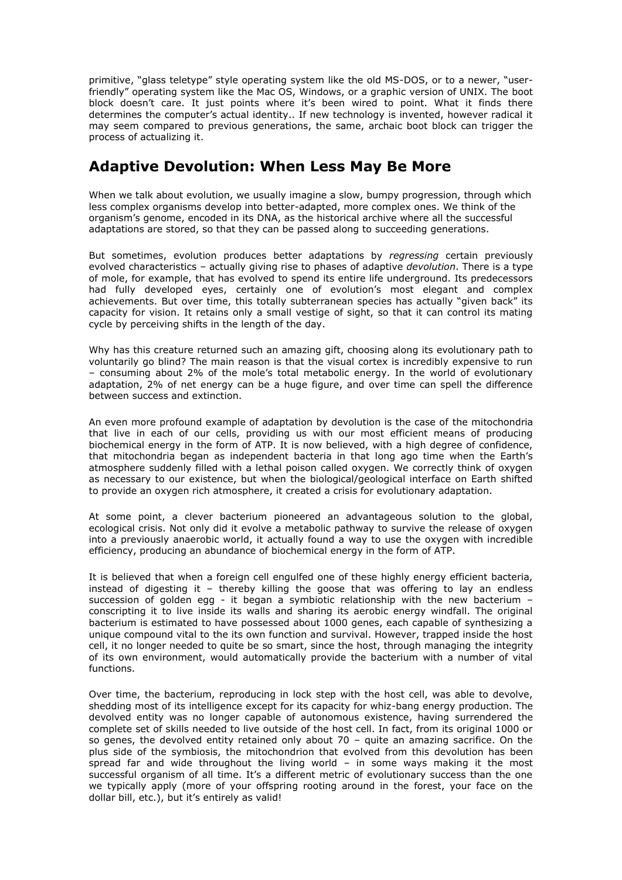primitive, "glass teletype" style operating system like the old MS-DOS, or to a newer, "user-friendly" operating system like the Mac OS, Windows, or a graphic version of UNIX. The boot block doesn't care. It just points where it's been wired to point. What it finds there determines the computer's actual identity.. If new technology is invented, however radical it may seem compared to previous generations, the same, archaic boot block can trigger the process of actualizing it.

## Adaptive Devolution: When Less May Be More

When we talk about evolution, we usually imagine a slow, bumpy progression, through which less complex organisms develop into better-adapted, more complex ones. We think of the organism's genome, encoded in its DNA, as the historical archive where all the successful adaptations are stored, so that they can be passed along to succeeding generations.

But sometimes, evolution produces better adaptations by *regressing* certain previously evolved characteristics – actually giving rise to phases of adaptive *devolution*. There is a type of mole, for example, that has evolved to spend its entire life underground. Its predecessors had fully developed eyes, certainly one of evolution's most elegant and complex achievements. But over time, this totally subterranean species has actually "given back" its capacity for vision. It retains only a small vestige of sight, so that it can control its mating cycle by perceiving shifts in the length of the day.

Why has this creature returned such an amazing gift, choosing along its evolutionary path to voluntarily go blind? The main reason is that the visual cortex is incredibly expensive to run – consuming about 2% of the mole's total metabolic energy. In the world of evolutionary adaptation, 2% of net energy can be a huge figure, and over time can spell the difference between success and extinction.

An even more profound example of adaptation by devolution is the case of the mitochondria that live in each of our cells, providing us with our most efficient means of producing biochemical energy in the form of ATP. It is now believed, with a high degree of confidence, that mitochondria began as independent bacteria in that long ago time when the Earth's atmosphere suddenly filled with a lethal poison called oxygen. We correctly think of oxygen as necessary to our existence, but when the biological/geological interface on Earth shifted to provide an oxygen rich atmosphere, it created a crisis for evolutionary adaptation.

At some point, a clever bacterium pioneered an advantageous solution to the global, ecological crisis. Not only did it evolve a metabolic pathway to survive the release of oxygen into a previously anaerobic world, it actually found a way to use the oxygen with incredible efficiency, producing an abundance of biochemical energy in the form of ATP.

It is believed that when a foreign cell engulfed one of these highly energy efficient bacteria, instead of digesting it – thereby killing the goose that was offering to lay an endless succession of golden egg - it began a symbiotic relationship with the new bacterium – conscripting it to live inside its walls and sharing its aerobic energy windfall. The original bacterium is estimated to have possessed about 1000 genes, each capable of synthesizing a unique compound vital to the its own function and survival. However, trapped inside the host cell, it no longer needed to quite be so smart, since the host, through managing the integrity of its own environment, would automatically provide the bacterium with a number of vital functions.

Over time, the bacterium, reproducing in lock step with the host cell, was able to devolve, shedding most of its intelligence except for its capacity for whiz-bang energy production. The devolved entity was no longer capable of autonomous existence, having surrendered the complete set of skills needed to live outside of the host cell. In fact, from its original 1000 or so genes, the devolved entity retained only about 70 – quite an amazing sacrifice. On the plus side of the symbiosis, the mitochondrion that evolved from this devolution has been spread far and wide throughout the living world – in some ways making it the most successful organism of all time. It's a different metric of evolutionary success than the one we typically apply (more of your offspring rooting around in the forest, your face on the dollar bill, etc.), but it's entirely as valid!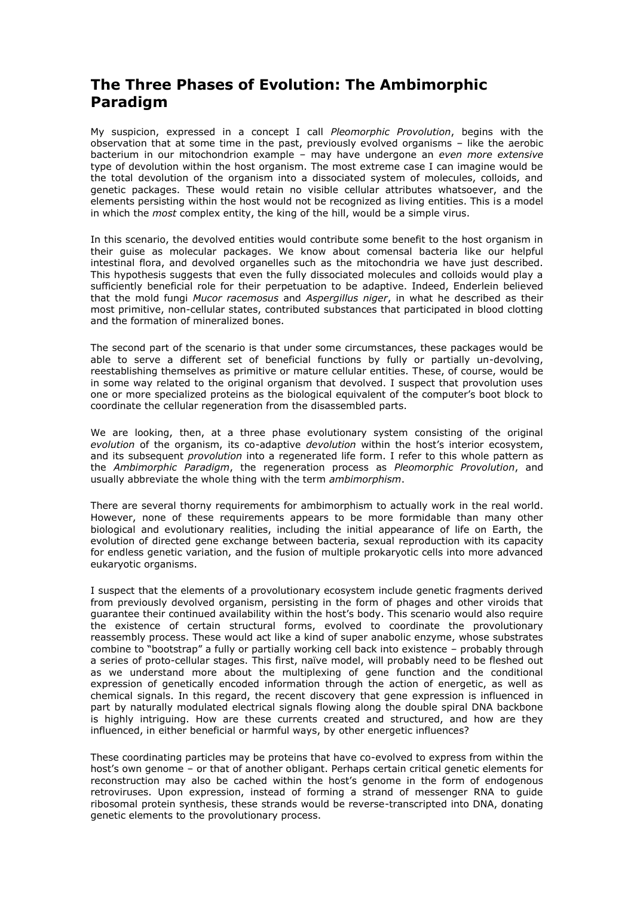# The Three Phases of Evolution: The Ambimorphic Paradigm

My suspicion, expressed in a concept I call *Pleomorphic Provolution*, begins with the observation that at some time in the past, previously evolved organisms – like the aerobic bacterium in our mitochondrion example – may have undergone an *even more extensive* type of devolution within the host organism. The most extreme case I can imagine would be the total devolution of the organism into a dissociated system of molecules, colloids, and genetic packages. These would retain no visible cellular attributes whatsoever, and the elements persisting within the host would not be recognized as living entities. This is a model in which the *most* complex entity, the king of the hill, would be a simple virus.

In this scenario, the devolved entities would contribute some benefit to the host organism in their guise as molecular packages. We know about comensal bacteria like our helpful intestinal flora, and devolved organelles such as the mitochondria we have just described. This hypothesis suggests that even the fully dissociated molecules and colloids would play a sufficiently beneficial role for their perpetuation to be adaptive. Indeed, Enderlein believed that the mold fungi *Mucor racemosus* and *Aspergillus niger*, in what he described as their most primitive, non-cellular states, contributed substances that participated in blood clotting and the formation of mineralized bones.

The second part of the scenario is that under some circumstances, these packages would be able to serve a different set of beneficial functions by fully or partially un-devolving, reestablishing themselves as primitive or mature cellular entities. These, of course, would be in some way related to the original organism that devolved. I suspect that provolution uses one or more specialized proteins as the biological equivalent of the computer's boot block to coordinate the cellular regeneration from the disassembled parts.

We are looking, then, at a three phase evolutionary system consisting of the original *evolution* of the organism, its co-adaptive *devolution* within the host's interior ecosystem, and its subsequent *provolution* into a regenerated life form. I refer to this whole pattern as the *Ambimorphic Paradigm*, the regeneration process as *Pleomorphic Provolution*, and usually abbreviate the whole thing with the term *ambimorphism*.

There are several thorny requirements for ambimorphism to actually work in the real world. However, none of these requirements appears to be more formidable than many other biological and evolutionary realities, including the initial appearance of life on Earth, the evolution of directed gene exchange between bacteria, sexual reproduction with its capacity for endless genetic variation, and the fusion of multiple prokaryotic cells into more advanced eukaryotic organisms.

I suspect that the elements of a provolutionary ecosystem include genetic fragments derived from previously devolved organism, persisting in the form of phages and other viroids that guarantee their continued availability within the host's body. This scenario would also require the existence of certain structural forms, evolved to coordinate the provolutionary reassembly process. These would act like a kind of super anabolic enzyme, whose substrates combine to "bootstrap" a fully or partially working cell back into existence – probably through a series of proto-cellular stages. This first, naïve model, will probably need to be fleshed out as we understand more about the multiplexing of gene function and the conditional expression of genetically encoded information through the action of energetic, as well as chemical signals. In this regard, the recent discovery that gene expression is influenced in part by naturally modulated electrical signals flowing along the double spiral DNA backbone is highly intriguing. How are these currents created and structured, and how are they influenced, in either beneficial or harmful ways, by other energetic influences?

These coordinating particles may be proteins that have co-evolved to express from within the host's own genome – or that of another obligant. Perhaps certain critical genetic elements for reconstruction may also be cached within the host's genome in the form of endogenous retroviruses. Upon expression, instead of forming a strand of messenger RNA to guide ribosomal protein synthesis, these strands would be reverse-transcripted into DNA, donating genetic elements to the provolutionary process.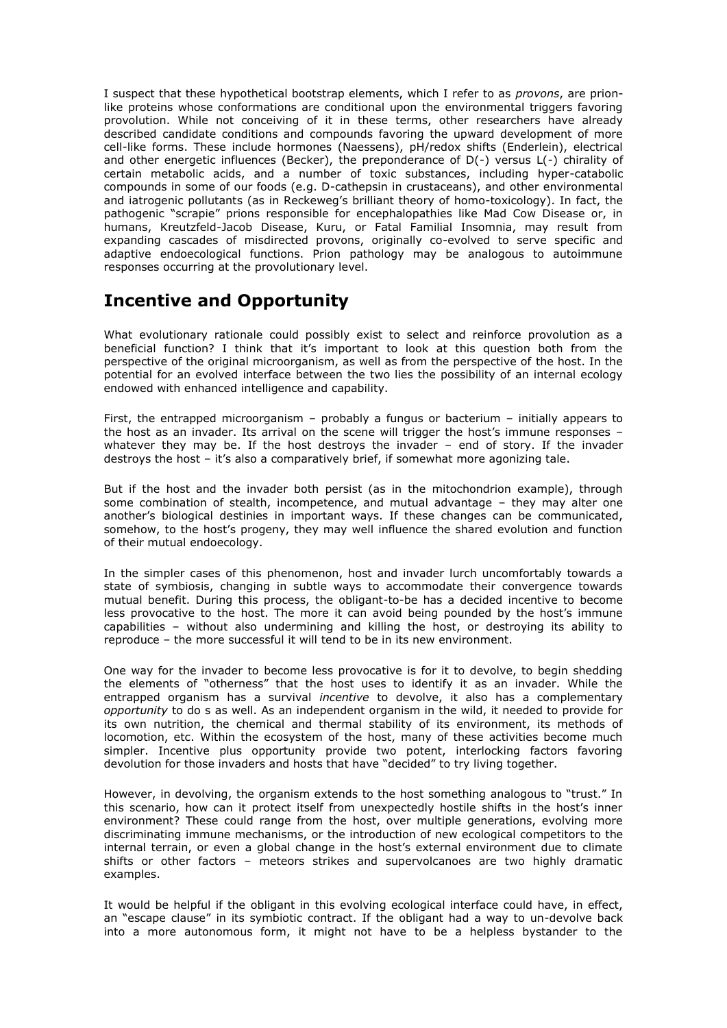I suspect that these hypothetical bootstrap elements, which I refer to as *provons*, are prion-like proteins whose conformations are conditional upon the environmental triggers favoring provolution. While not conceiving of it in these terms, other researchers have already described candidate conditions and compounds favoring the upward development of more cell-like forms. These include hormones (Naessens), pH/redox shifts (Enderlein), electrical and other energetic influences (Becker), the preponderance of D(-) versus L(-) chirality of certain metabolic acids, and a number of toxic substances, including hyper-catabolic compounds in some of our foods (e.g. D-cathepsin in crustaceans), and other environmental and iatrogenic pollutants (as in Reckeweg's brilliant theory of homo-toxicology). In fact, the pathogenic "scrapie" prions responsible for encephalopathies like Mad Cow Disease or, in humans, Kreutzfeld-Jacob Disease, Kuru, or Fatal Familial Insomnia, may result from expanding cascades of misdirected provons, originally co-evolved to serve specific and adaptive endoecological functions. Prion pathology may be analogous to autoimmune responses occurring at the provolutionary level.

## Incentive and Opportunity

What evolutionary rationale could possibly exist to select and reinforce provolution as a beneficial function? I think that it's important to look at this question both from the perspective of the original microorganism, as well as from the perspective of the host. In the potential for an evolved interface between the two lies the possibility of an internal ecology endowed with enhanced intelligence and capability.

First, the entrapped microorganism – probably a fungus or bacterium – initially appears to the host as an invader. Its arrival on the scene will trigger the host's immune responses – whatever they may be. If the host destroys the invader – end of story. If the invader destroys the host – it's also a comparatively brief, if somewhat more agonizing tale.

But if the host and the invader both persist (as in the mitochondrion example), through some combination of stealth, incompetence, and mutual advantage – they may alter one another's biological destinies in important ways. If these changes can be communicated, somehow, to the host's progeny, they may well influence the shared evolution and function of their mutual endoecology.

In the simpler cases of this phenomenon, host and invader lurch uncomfortably towards a state of symbiosis, changing in subtle ways to accommodate their convergence towards mutual benefit. During this process, the obligant-to-be has a decided incentive to become less provocative to the host. The more it can avoid being pounded by the host's immune capabilities – without also undermining and killing the host, or destroying its ability to reproduce – the more successful it will tend to be in its new environment.

One way for the invader to become less provocative is for it to devolve, to begin shedding the elements of "otherness" that the host uses to identify it as an invader. While the entrapped organism has a survival *incentive* to devolve, it also has a complementary *opportunity* to do s as well. As an independent organism in the wild, it needed to provide for its own nutrition, the chemical and thermal stability of its environment, its methods of locomotion, etc. Within the ecosystem of the host, many of these activities become much simpler. Incentive plus opportunity provide two potent, interlocking factors favoring devolution for those invaders and hosts that have "decided" to try living together.

However, in devolving, the organism extends to the host something analogous to "trust." In this scenario, how can it protect itself from unexpectedly hostile shifts in the host's inner environment? These could range from the host, over multiple generations, evolving more discriminating immune mechanisms, or the introduction of new ecological competitors to the internal terrain, or even a global change in the host's external environment due to climate shifts or other factors – meteors strikes and supervolcanoes are two highly dramatic examples.

It would be helpful if the obligant in this evolving ecological interface could have, in effect, an "escape clause" in its symbiotic contract. If the obligant had a way to un-devolve back into a more autonomous form, it might not have to be a helpless bystander to the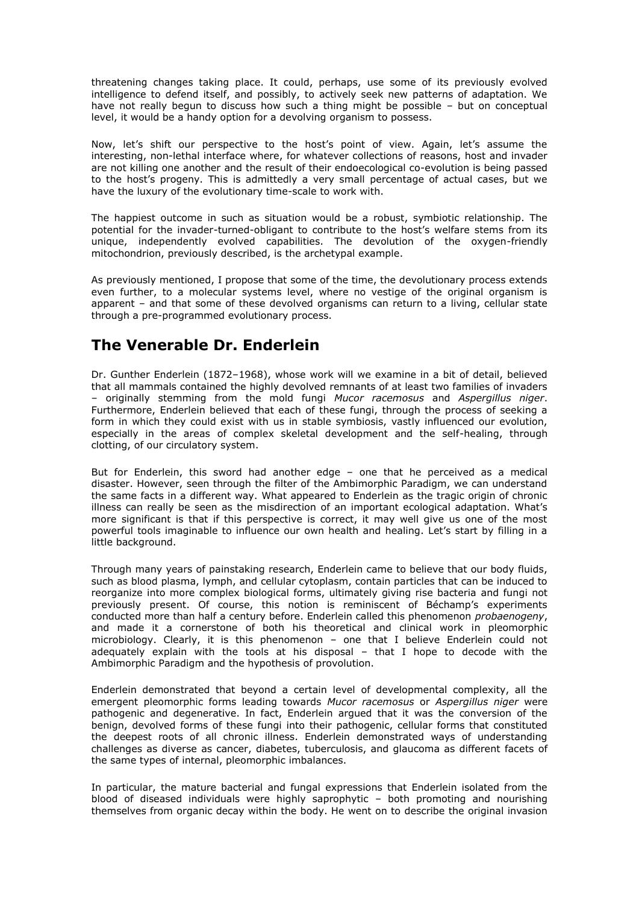threatening changes taking place. It could, perhaps, use some of its previously evolved intelligence to defend itself, and possibly, to actively seek new patterns of adaptation. We have not really begun to discuss how such a thing might be possible – but on conceptual level, it would be a handy option for a devolving organism to possess.

Now, let's shift our perspective to the host's point of view. Again, let's assume the interesting, non-lethal interface where, for whatever collections of reasons, host and invader are not killing one another and the result of their endoecological co-evolution is being passed to the host's progeny. This is admittedly a very small percentage of actual cases, but we have the luxury of the evolutionary time-scale to work with.

The happiest outcome in such as situation would be a robust, symbiotic relationship. The potential for the invader-turned-obligant to contribute to the host's welfare stems from its unique, independently evolved capabilities. The devolution of the oxygen-friendly mitochondrion, previously described, is the archetypal example.

As previously mentioned, I propose that some of the time, the devolutionary process extends even further, to a molecular systems level, where no vestige of the original organism is apparent – and that some of these devolved organisms can return to a living, cellular state through a pre-programmed evolutionary process.

## The Venerable Dr. Enderlein

Dr. Gunther Enderlein (1872–1968), whose work will we examine in a bit of detail, believed that all mammals contained the highly devolved remnants of at least two families of invaders – originally stemming from the mold fungi *Mucor racemosus* and *Aspergillus niger*. Furthermore, Enderlein believed that each of these fungi, through the process of seeking a form in which they could exist with us in stable symbiosis, vastly influenced our evolution, especially in the areas of complex skeletal development and the self-healing, through clotting, of our circulatory system.

But for Enderlein, this sword had another edge – one that he perceived as a medical disaster. However, seen through the filter of the Ambimorphic Paradigm, we can understand the same facts in a different way. What appeared to Enderlein as the tragic origin of chronic illness can really be seen as the misdirection of an important ecological adaptation. What's more significant is that if this perspective is correct, it may well give us one of the most powerful tools imaginable to influence our own health and healing. Let's start by filling in a little background.

Through many years of painstaking research, Enderlein came to believe that our body fluids, such as blood plasma, lymph, and cellular cytoplasm, contain particles that can be induced to reorganize into more complex biological forms, ultimately giving rise bacteria and fungi not previously present. Of course, this notion is reminiscent of Béchamp's experiments conducted more than half a century before. Enderlein called this phenomenon *probaenogeny*, and made it a cornerstone of both his theoretical and clinical work in pleomorphic microbiology. Clearly, it is this phenomenon – one that I believe Enderlein could not adequately explain with the tools at his disposal – that I hope to decode with the Ambimorphic Paradigm and the hypothesis of provolution.

Enderlein demonstrated that beyond a certain level of developmental complexity, all the emergent pleomorphic forms leading towards *Mucor racemosus* or *Aspergillus niger* were pathogenic and degenerative. In fact, Enderlein argued that it was the conversion of the benign, devolved forms of these fungi into their pathogenic, cellular forms that constituted the deepest roots of all chronic illness. Enderlein demonstrated ways of understanding challenges as diverse as cancer, diabetes, tuberculosis, and glaucoma as different facets of the same types of internal, pleomorphic imbalances.

In particular, the mature bacterial and fungal expressions that Enderlein isolated from the blood of diseased individuals were highly saprophytic – both promoting and nourishing themselves from organic decay within the body. He went on to describe the original invasion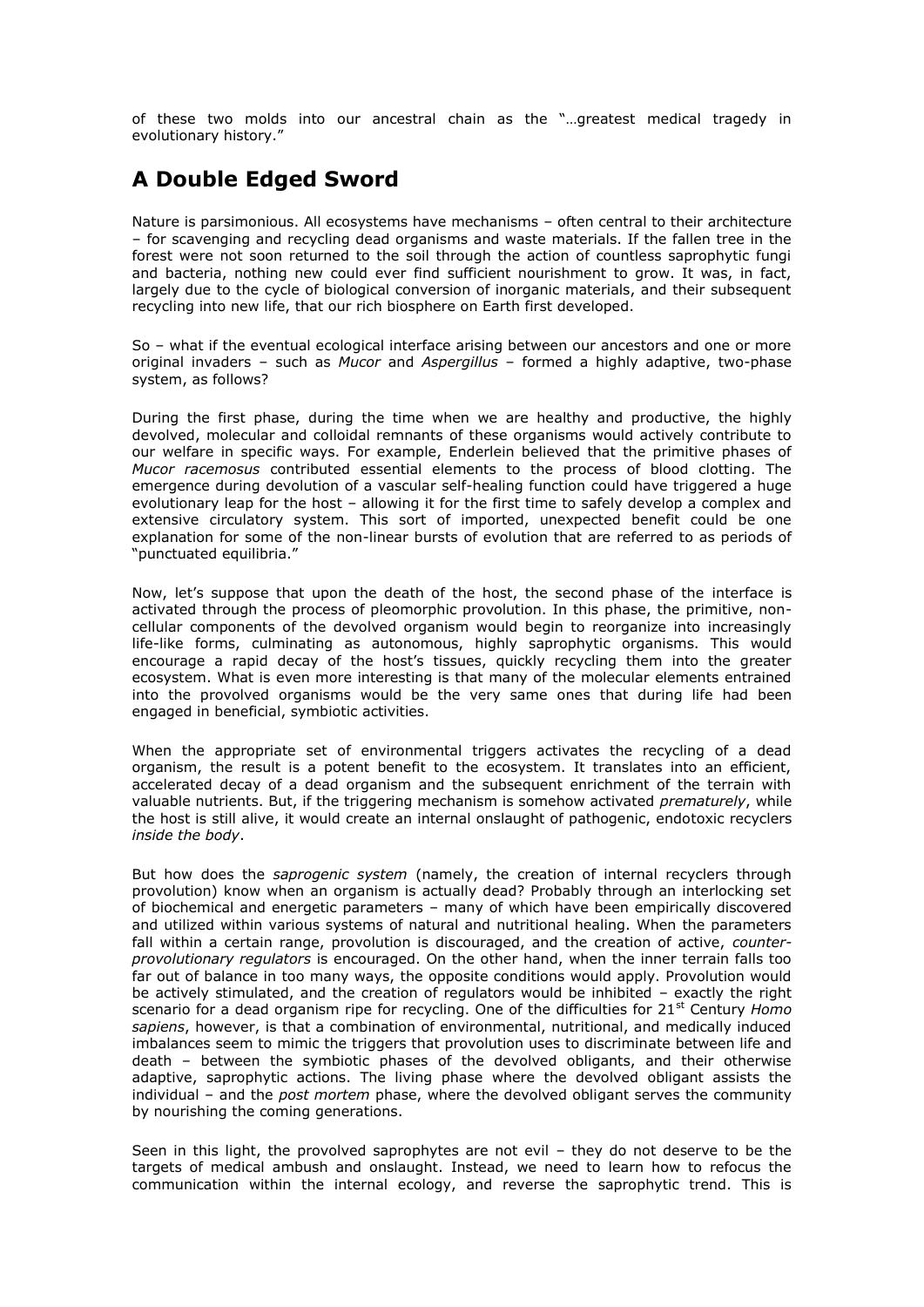of these two molds into our ancestral chain as the "…greatest medical tragedy in evolutionary history."

## A Double Edged Sword

Nature is parsimonious. All ecosystems have mechanisms – often central to their architecture – for scavenging and recycling dead organisms and waste materials. If the fallen tree in the forest were not soon returned to the soil through the action of countless saprophytic fungi and bacteria, nothing new could ever find sufficient nourishment to grow. It was, in fact, largely due to the cycle of biological conversion of inorganic materials, and their subsequent recycling into new life, that our rich biosphere on Earth first developed.

So – what if the eventual ecological interface arising between our ancestors and one or more original invaders – such as *Mucor* and *Aspergillus* – formed a highly adaptive, two-phase system, as follows?

During the first phase, during the time when we are healthy and productive, the highly devolved, molecular and colloidal remnants of these organisms would actively contribute to our welfare in specific ways. For example, Enderlein believed that the primitive phases of *Mucor racemosus* contributed essential elements to the process of blood clotting. The emergence during devolution of a vascular self-healing function could have triggered a huge evolutionary leap for the host – allowing it for the first time to safely develop a complex and extensive circulatory system. This sort of imported, unexpected benefit could be one explanation for some of the non-linear bursts of evolution that are referred to as periods of "punctuated equilibria."

Now, let's suppose that upon the death of the host, the second phase of the interface is activated through the process of pleomorphic provolution. In this phase, the primitive, non-cellular components of the devolved organism would begin to reorganize into increasingly life-like forms, culminating as autonomous, highly saprophytic organisms. This would encourage a rapid decay of the host's tissues, quickly recycling them into the greater ecosystem. What is even more interesting is that many of the molecular elements entrained into the provolved organisms would be the very same ones that during life had been engaged in beneficial, symbiotic activities.

When the appropriate set of environmental triggers activates the recycling of a dead organism, the result is a potent benefit to the ecosystem. It translates into an efficient, accelerated decay of a dead organism and the subsequent enrichment of the terrain with valuable nutrients. But, if the triggering mechanism is somehow activated *prematurely*, while the host is still alive, it would create an internal onslaught of pathogenic, endotoxic recyclers *inside the body*.

But how does the *saprogenic system* (namely, the creation of internal recyclers through provolution) know when an organism is actually dead? Probably through an interlocking set of biochemical and energetic parameters – many of which have been empirically discovered and utilized within various systems of natural and nutritional healing. When the parameters fall within a certain range, provolution is discouraged, and the creation of active, *counter-provolutionary regulators* is encouraged. On the other hand, when the inner terrain falls too far out of balance in too many ways, the opposite conditions would apply. Provolution would be actively stimulated, and the creation of regulators would be inhibited – exactly the right scenario for a dead organism ripe for recycling. One of the difficulties for 21st Century *Homo sapiens*, however, is that a combination of environmental, nutritional, and medically induced imbalances seem to mimic the triggers that provolution uses to discriminate between life and death – between the symbiotic phases of the devolved obligants, and their otherwise adaptive, saprophytic actions. The living phase where the devolved obligant assists the individual – and the *post mortem* phase, where the devolved obligant serves the community by nourishing the coming generations.

Seen in this light, the provolved saprophytes are not evil – they do not deserve to be the targets of medical ambush and onslaught. Instead, we need to learn how to refocus the communication within the internal ecology, and reverse the saprophytic trend. This is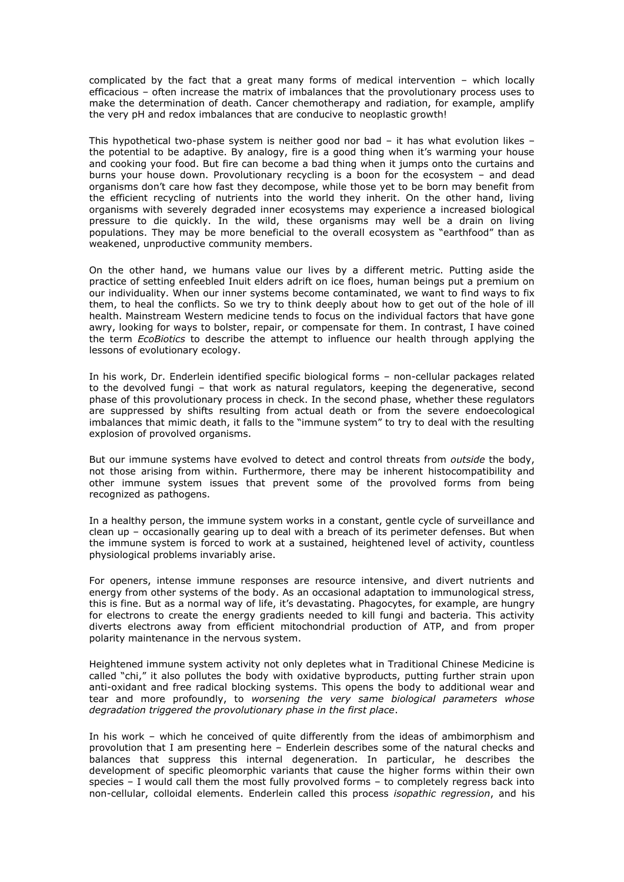complicated by the fact that a great many forms of medical intervention – which locally efficacious – often increase the matrix of imbalances that the provolutionary process uses to make the determination of death. Cancer chemotherapy and radiation, for example, amplify the very pH and redox imbalances that are conducive to neoplastic growth!

This hypothetical two-phase system is neither good nor bad – it has what evolution likes – the potential to be adaptive. By analogy, fire is a good thing when it's warming your house and cooking your food. But fire can become a bad thing when it jumps onto the curtains and burns your house down. Provolutionary recycling is a boon for the ecosystem – and dead organisms don't care how fast they decompose, while those yet to be born may benefit from the efficient recycling of nutrients into the world they inherit. On the other hand, living organisms with severely degraded inner ecosystems may experience a increased biological pressure to die quickly. In the wild, these organisms may well be a drain on living populations. They may be more beneficial to the overall ecosystem as "earthfood" than as weakened, unproductive community members.

On the other hand, we humans value our lives by a different metric. Putting aside the practice of setting enfeebled Inuit elders adrift on ice floes, human beings put a premium on our individuality. When our inner systems become contaminated, we want to find ways to fix them, to heal the conflicts. So we try to think deeply about how to get out of the hole of ill health. Mainstream Western medicine tends to focus on the individual factors that have gone awry, looking for ways to bolster, repair, or compensate for them. In contrast, I have coined the term *EcoBiotics* to describe the attempt to influence our health through applying the lessons of evolutionary ecology.

In his work, Dr. Enderlein identified specific biological forms – non-cellular packages related to the devolved fungi – that work as natural regulators, keeping the degenerative, second phase of this provolutionary process in check. In the second phase, whether these regulators are suppressed by shifts resulting from actual death or from the severe endoecological imbalances that mimic death, it falls to the "immune system" to try to deal with the resulting explosion of provolved organisms.

But our immune systems have evolved to detect and control threats from *outside* the body, not those arising from within. Furthermore, there may be inherent histocompatibility and other immune system issues that prevent some of the provolved forms from being recognized as pathogens.

In a healthy person, the immune system works in a constant, gentle cycle of surveillance and clean up – occasionally gearing up to deal with a breach of its perimeter defenses. But when the immune system is forced to work at a sustained, heightened level of activity, countless physiological problems invariably arise.

For openers, intense immune responses are resource intensive, and divert nutrients and energy from other systems of the body. As an occasional adaptation to immunological stress, this is fine. But as a normal way of life, it's devastating. Phagocytes, for example, are hungry for electrons to create the energy gradients needed to kill fungi and bacteria. This activity diverts electrons away from efficient mitochondrial production of ATP, and from proper polarity maintenance in the nervous system.

Heightened immune system activity not only depletes what in Traditional Chinese Medicine is called "chi," it also pollutes the body with oxidative byproducts, putting further strain upon anti-oxidant and free radical blocking systems. This opens the body to additional wear and tear and more profoundly, to *worsening the very same biological parameters whose degradation triggered the provolutionary phase in the first place*.

In his work – which he conceived of quite differently from the ideas of ambimorphism and provolution that I am presenting here – Enderlein describes some of the natural checks and balances that suppress this internal degeneration. In particular, he describes the development of specific pleomorphic variants that cause the higher forms within their own species – I would call them the most fully provolved forms – to completely regress back into non-cellular, colloidal elements. Enderlein called this process *isopathic regression*, and his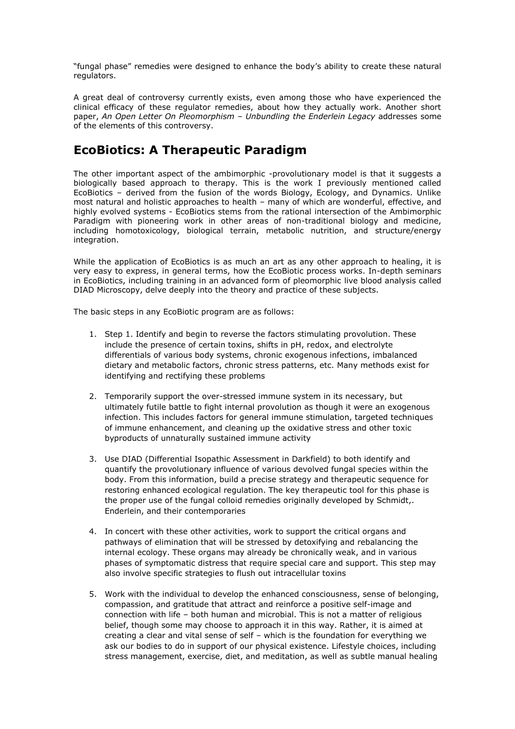"fungal phase" remedies were designed to enhance the body's ability to create these natural regulators.

A great deal of controversy currently exists, even among those who have experienced the clinical efficacy of these regulator remedies, about how they actually work. Another short paper, *An Open Letter On Pleomorphism – Unbundling the Enderlein Legacy* addresses some of the elements of this controversy.

## EcoBiotics: A Therapeutic Paradigm

The other important aspect of the ambimorphic -provolutionary model is that it suggests a biologically based approach to therapy. This is the work I previously mentioned called EcoBiotics – derived from the fusion of the words Biology, Ecology, and Dynamics. Unlike most natural and holistic approaches to health – many of which are wonderful, effective, and highly evolved systems - EcoBiotics stems from the rational intersection of the Ambimorphic Paradigm with pioneering work in other areas of non-traditional biology and medicine, including homotoxicology, biological terrain, metabolic nutrition, and structure/energy integration.

While the application of EcoBiotics is as much an art as any other approach to healing, it is very easy to express, in general terms, how the EcoBiotic process works. In-depth seminars in EcoBiotics, including training in an advanced form of pleomorphic live blood analysis called DIAD Microscopy, delve deeply into the theory and practice of these subjects.

The basic steps in any EcoBiotic program are as follows:

1. Step 1. Identify and begin to reverse the factors stimulating provolution. These include the presence of certain toxins, shifts in pH, redox, and electrolyte differentials of various body systems, chronic exogenous infections, imbalanced dietary and metabolic factors, chronic stress patterns, etc. Many methods exist for identifying and rectifying these problems

2. Temporarily support the over-stressed immune system in its necessary, but ultimately futile battle to fight internal provolution as though it were an exogenous infection. This includes factors for general immune stimulation, targeted techniques of immune enhancement, and cleaning up the oxidative stress and other toxic byproducts of unnaturally sustained immune activity

3. Use DIAD (Differential Isopathic Assessment in Darkfield) to both identify and quantify the provolutionary influence of various devolved fungal species within the body. From this information, build a precise strategy and therapeutic sequence for restoring enhanced ecological regulation. The key therapeutic tool for this phase is the proper use of the fungal colloid remedies originally developed by Schmidt,. Enderlein, and their contemporaries

4. In concert with these other activities, work to support the critical organs and pathways of elimination that will be stressed by detoxifying and rebalancing the internal ecology. These organs may already be chronically weak, and in various phases of symptomatic distress that require special care and support. This step may also involve specific strategies to flush out intracellular toxins

5. Work with the individual to develop the enhanced consciousness, sense of belonging, compassion, and gratitude that attract and reinforce a positive self-image and connection with life – both human and microbial. This is not a matter of religious belief, though some may choose to approach it in this way. Rather, it is aimed at creating a clear and vital sense of self – which is the foundation for everything we ask our bodies to do in support of our physical existence. Lifestyle choices, including stress management, exercise, diet, and meditation, as well as subtle manual healing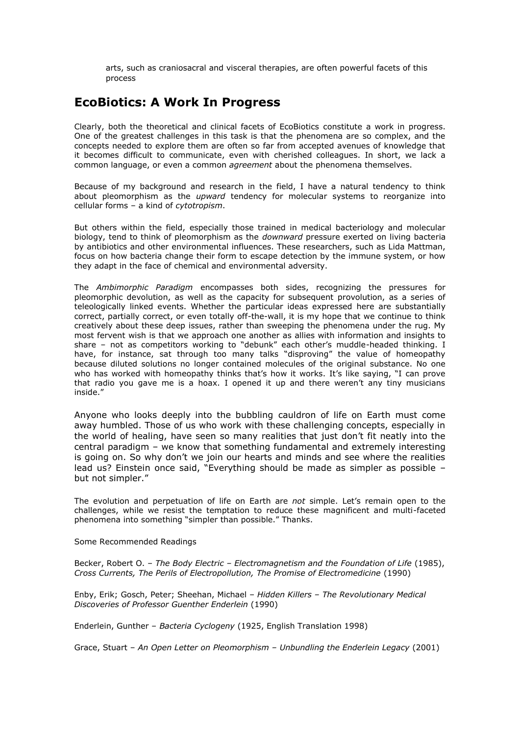arts, such as craniosacral and visceral therapies, are often powerful facets of this process

## EcoBiotics: A Work In Progress

Clearly, both the theoretical and clinical facets of EcoBiotics constitute a work in progress. One of the greatest challenges in this task is that the phenomena are so complex, and the concepts needed to explore them are often so far from accepted avenues of knowledge that it becomes difficult to communicate, even with cherished colleagues. In short, we lack a common language, or even a common *agreement* about the phenomena themselves.

Because of my background and research in the field, I have a natural tendency to think about pleomorphism as the *upward* tendency for molecular systems to reorganize into cellular forms – a kind of *cytotropism*.

But others within the field, especially those trained in medical bacteriology and molecular biology, tend to think of pleomorphism as the *downward* pressure exerted on living bacteria by antibiotics and other environmental influences. These researchers, such as Lida Mattman, focus on how bacteria change their form to escape detection by the immune system, or how they adapt in the face of chemical and environmental adversity.

The *Ambimorphic Paradigm* encompasses both sides, recognizing the pressures for pleomorphic devolution, as well as the capacity for subsequent provolution, as a series of teleologically linked events. Whether the particular ideas expressed here are substantially correct, partially correct, or even totally off-the-wall, it is my hope that we continue to think creatively about these deep issues, rather than sweeping the phenomena under the rug. My most fervent wish is that we approach one another as allies with information and insights to share – not as competitors working to "debunk" each other's muddle-headed thinking. I have, for instance, sat through too many talks "disproving" the value of homeopathy because diluted solutions no longer contained molecules of the original substance. No one who has worked with homeopathy thinks that's how it works. It's like saying, "I can prove that radio you gave me is a hoax. I opened it up and there weren't any tiny musicians inside."

Anyone who looks deeply into the bubbling cauldron of life on Earth must come away humbled. Those of us who work with these challenging concepts, especially in the world of healing, have seen so many realities that just don't fit neatly into the central paradigm – we know that something fundamental and extremely interesting is going on. So why don't we join our hearts and minds and see where the realities lead us? Einstein once said, "Everything should be made as simpler as possible – but not simpler."

The evolution and perpetuation of life on Earth are *not* simple. Let's remain open to the challenges, while we resist the temptation to reduce these magnificent and multi-faceted phenomena into something "simpler than possible." Thanks.

Some Recommended Readings

Becker, Robert O. – *The Body Electric – Electromagnetism and the Foundation of Life* (1985), *Cross Currents, The Perils of Electropollution, The Promise of Electromedicine* (1990)

Enby, Erik; Gosch, Peter; Sheehan, Michael – *Hidden Killers – The Revolutionary Medical Discoveries of Professor Guenther Enderlein* (1990)

Enderlein, Gunther – *Bacteria Cyclogeny* (1925, English Translation 1998)

Grace, Stuart – *An Open Letter on Pleomorphism – Unbundling the Enderlein Legacy* (2001)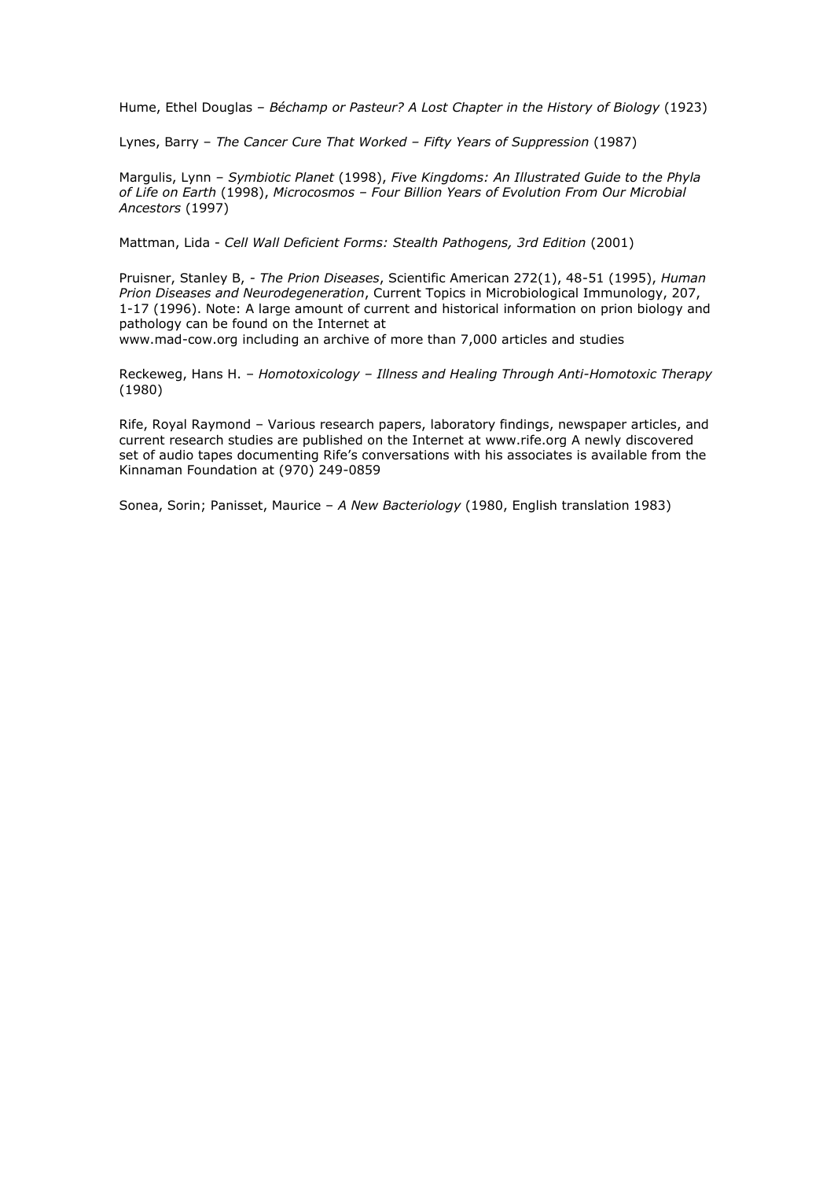Hume, Ethel Douglas – *Béchamp or Pasteur? A Lost Chapter in the History of Biology* (1923)

Lynes, Barry – *The Cancer Cure That Worked – Fifty Years of Suppression* (1987)

Margulis, Lynn – *Symbiotic Planet* (1998), *Five Kingdoms: An Illustrated Guide to the Phyla of Life on Earth* (1998), *Microcosmos – Four Billion Years of Evolution From Our Microbial Ancestors* (1997)

Mattman, Lida - *Cell Wall Deficient Forms: Stealth Pathogens, 3rd Edition* (2001)

Pruisner, Stanley B, - *The Prion Diseases*, Scientific American 272(1), 48-51 (1995), *Human Prion Diseases and Neurodegeneration*, Current Topics in Microbiological Immunology, 207, 1-17 (1996). Note: A large amount of current and historical information on prion biology and pathology can be found on the Internet at www.mad-cow.org including an archive of more than 7,000 articles and studies

Reckeweg, Hans H. – *Homotoxicology – Illness and Healing Through Anti-Homotoxic Therapy* (1980)

Rife, Royal Raymond – Various research papers, laboratory findings, newspaper articles, and current research studies are published on the Internet at www.rife.org A newly discovered set of audio tapes documenting Rife's conversations with his associates is available from the Kinnaman Foundation at (970) 249-0859

Sonea, Sorin; Panisset, Maurice – *A New Bacteriology* (1980, English translation 1983)